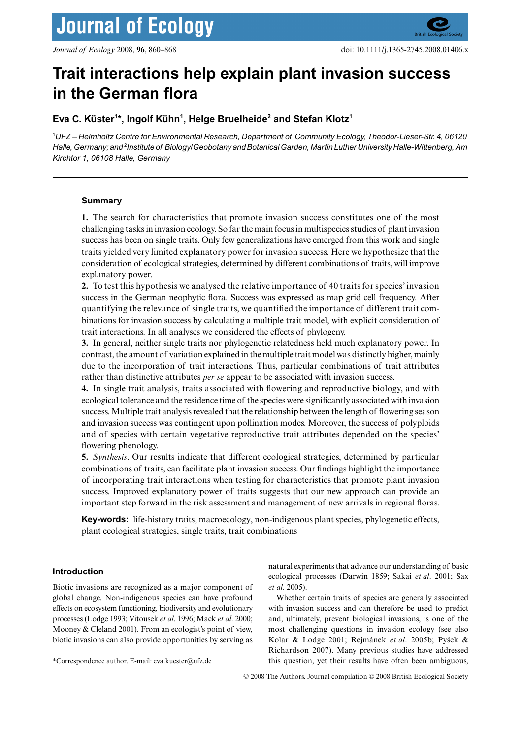# Trait interactions help explain plant invasion success in the German flora

**Eva C. Küster[1]*, Ingolf Kühn[1], Helge Bruelheide[2] and Stefan Klotz[1]**

[1]*UFZ – Helmholtz Centre for Environmental Research, Department of Community Ecology, Theodor-Lieser-Str. 4, 06120 Halle, Germany; and* [2]*Institute of Biology/Geobotany and Botanical Garden, Martin Luther University Halle-Wittenberg, Am Kirchtor 1, 06108 Halle, Germany*

## Summary

**1.** The search for characteristics that promote invasion success constitutes one of the most challenging tasks in invasion ecology. So far the main focus in multispecies studies of plant invasion success has been on single traits. Only few generalizations have emerged from this work and single traits yielded very limited explanatory power for invasion success. Here we hypothesize that the consideration of ecological strategies, determined by different combinations of traits, will improve explanatory power.

**2.** To test this hypothesis we analysed the relative importance of 40 traits for species' invasion success in the German neophytic flora. Success was expressed as map grid cell frequency. After quantifying the relevance of single traits, we quantified the importance of different trait combinations for invasion success by calculating a multiple trait model, with explicit consideration of trait interactions. In all analyses we considered the effects of phylogeny.

**3.** In general, neither single traits nor phylogenetic relatedness held much explanatory power. In contrast, the amount of variation explained in the multiple trait model was distinctly higher, mainly due to the incorporation of trait interactions. Thus, particular combinations of trait attributes rather than distinctive attributes *per se* appear to be associated with invasion success.

**4.** In single trait analysis, traits associated with flowering and reproductive biology, and with ecological tolerance and the residence time of the species were significantly associated with invasion success. Multiple trait analysis revealed that the relationship between the length of flowering season and invasion success was contingent upon pollination modes. Moreover, the success of polyploids and of species with certain vegetative reproductive trait attributes depended on the species' flowering phenology.

**5.** *Synthesis*. Our results indicate that different ecological strategies, determined by particular combinations of traits, can facilitate plant invasion success. Our findings highlight the importance of incorporating trait interactions when testing for characteristics that promote plant invasion success. Improved explanatory power of traits suggests that our new approach can provide an important step forward in the risk assessment and management of new arrivals in regional floras.

**Key-words:** life-history traits, macroecology, non-indigenous plant species, phylogenetic effects, plant ecological strategies, single traits, trait combinations

## Introduction

Biotic invasions are recognized as a major component of global change. Non-indigenous species can have profound effects on ecosystem functioning, biodiversity and evolutionary processes (Lodge 1993; Vitousek *et al*. 1996; Mack *et al*. 2000; Mooney & Cleland 2001). From an ecologist's point of view, biotic invasions can also provide opportunities by serving as natural experiments that advance our understanding of basic ecological processes (Darwin 1859; Sakai *et al*. 2001; Sax *et al*. 2005).

Whether certain traits of species are generally associated with invasion success and can therefore be used to predict and, ultimately, prevent biological invasions, is one of the most challenging questions in invasion ecology (see also Kolar & Lodge 2001; Rejmánek *et al*. 2005b; Pyšek & Richardson 2007). Many previous studies have addressed this question, yet their results have often been ambiguous,

*Correspondence author. E-mail: eva.kuester@ufz.de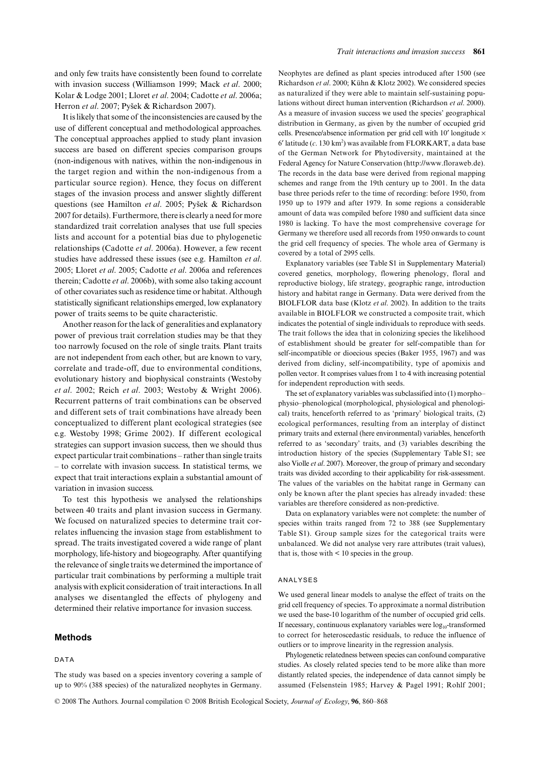and only few traits have consistently been found to correlate with invasion success (Williamson 1999; Mack *et al*. 2000; Kolar & Lodge 2001; Lloret *et al*. 2004; Cadotte *et al*. 2006a; Herron *et al*. 2007; Pyšek & Richardson 2007).

It is likely that some of the inconsistencies are caused by the use of different conceptual and methodological approaches. The conceptual approaches applied to study plant invasion success are based on different species comparison groups (non-indigenous with natives, within the non-indigenous in the target region and within the non-indigenous from a particular source region). Hence, they focus on different stages of the invasion process and answer slightly different questions (see Hamilton *et al*. 2005; Pyšek & Richardson 2007 for details). Furthermore, there is clearly a need for more standardized trait correlation analyses that use full species lists and account for a potential bias due to phylogenetic relationships (Cadotte *et al*. 2006a). However, a few recent studies have addressed these issues (see e.g. Hamilton *et al*. 2005; Lloret *et al*. 2005; Cadotte *et al*. 2006a and references therein; Cadotte *et al*. 2006b), with some also taking account of other covariates such as residence time or habitat. Although statistically significant relationships emerged, low explanatory power of traits seems to be quite characteristic.

Another reason for the lack of generalities and explanatory power of previous trait correlation studies may be that they too narrowly focused on the role of single traits. Plant traits are not independent from each other, but are known to vary, correlate and trade-off, due to environmental conditions, evolutionary history and biophysical constraints (Westoby *et al*. 2002; Reich *et al*. 2003; Westoby & Wright 2006). Recurrent patterns of trait combinations can be observed and different sets of trait combinations have already been conceptualized to different plant ecological strategies (see e.g. Westoby 1998; Grime 2002). If different ecological strategies can support invasion success, then we should thus expect particular trait combinations – rather than single traits – to correlate with invasion success. In statistical terms, we expect that trait interactions explain a substantial amount of variation in invasion success.

To test this hypothesis we analysed the relationships between 40 traits and plant invasion success in Germany. We focused on naturalized species to determine trait correlates influencing the invasion stage from establishment to spread. The traits investigated covered a wide range of plant morphology, life-history and biogeography. After quantifying the relevance of single traits we determined the importance of particular trait combinations by performing a multiple trait analysis with explicit consideration of trait interactions. In all analyses we disentangled the effects of phylogeny and determined their relative importance for invasion success.

## Methods

### DATA

The study was based on a species inventory covering a sample of up to 90% (388 species) of the naturalized neophytes in Germany. Neophytes are defined as plant species introduced after 1500 (see Richardson *et al*. 2000; Kühn & Klotz 2002). We considered species as naturalized if they were able to maintain self-sustaining populations without direct human intervention (Richardson *et al*. 2000). As a measure of invasion success we used the species' geographical distribution in Germany, as given by the number of occupied grid cells. Presence/absence information per grid cell with 10′ longitude × 6′ latitude (*c*. 130 km$^2$) was available from FLORKART, a data base of the German Network for Phytodiversity, maintained at the Federal Agency for Nature Conservation (http://www.floraweb.de). The records in the data base were derived from regional mapping schemes and range from the 19th century up to 2001. In the data base three periods refer to the time of recording: before 1950, from 1950 up to 1979 and after 1979. In some regions a considerable amount of data was compiled before 1980 and sufficient data since 1980 is lacking. To have the most comprehensive coverage for Germany we therefore used all records from 1950 onwards to count the grid cell frequency of species. The whole area of Germany is covered by a total of 2995 cells.

Explanatory variables (see Table S1 in Supplementary Material) covered genetics, morphology, flowering phenology, floral and reproductive biology, life strategy, geographic range, introduction history and habitat range in Germany. Data were derived from the BIOLFLOR data base (Klotz *et al*. 2002). In addition to the traits available in BIOLFLOR we constructed a composite trait, which indicates the potential of single individuals to reproduce with seeds. The trait follows the idea that in colonizing species the likelihood of establishment should be greater for self-compatible than for self-incompatible or dioecious species (Baker 1955, 1967) and was derived from dicliny, self-incompatibility, type of apomixis and pollen vector. It comprises values from 1 to 4 with increasing potential for independent reproduction with seeds.

The set of explanatory variables was subclassified into (1) morpho–physio–phenological (morphological, physiological and phenological) traits, henceforth referred to as 'primary' biological traits, (2) ecological performances, resulting from an interplay of distinct primary traits and external (here environmental) variables, henceforth referred to as 'secondary' traits, and (3) variables describing the introduction history of the species (Supplementary Table S1; see also Violle *et al*. 2007). Moreover, the group of primary and secondary traits was divided according to their applicability for risk-assessment. The values of the variables on the habitat range in Germany can only be known after the plant species has already invaded: these variables are therefore considered as non-predictive.

Data on explanatory variables were not complete: the number of species within traits ranged from 72 to 388 (see Supplementary Table S1). Group sample sizes for the categorical traits were unbalanced. We did not analyse very rare attributes (trait values), that is, those with < 10 species in the group.

### ANALYSES

We used general linear models to analyse the effect of traits on the grid cell frequency of species. To approximate a normal distribution we used the base-10 logarithm of the number of occupied grid cells. If necessary, continuous explanatory variables were $\log_{10}$-transformed to correct for heteroscedastic residuals, to reduce the influence of outliers or to improve linearity in the regression analysis.

Phylogenetic relatedness between species can confound comparative studies. As closely related species tend to be more alike than more distantly related species, the independence of data cannot simply be assumed (Felsenstein 1985; Harvey & Pagel 1991; Rohlf 2001;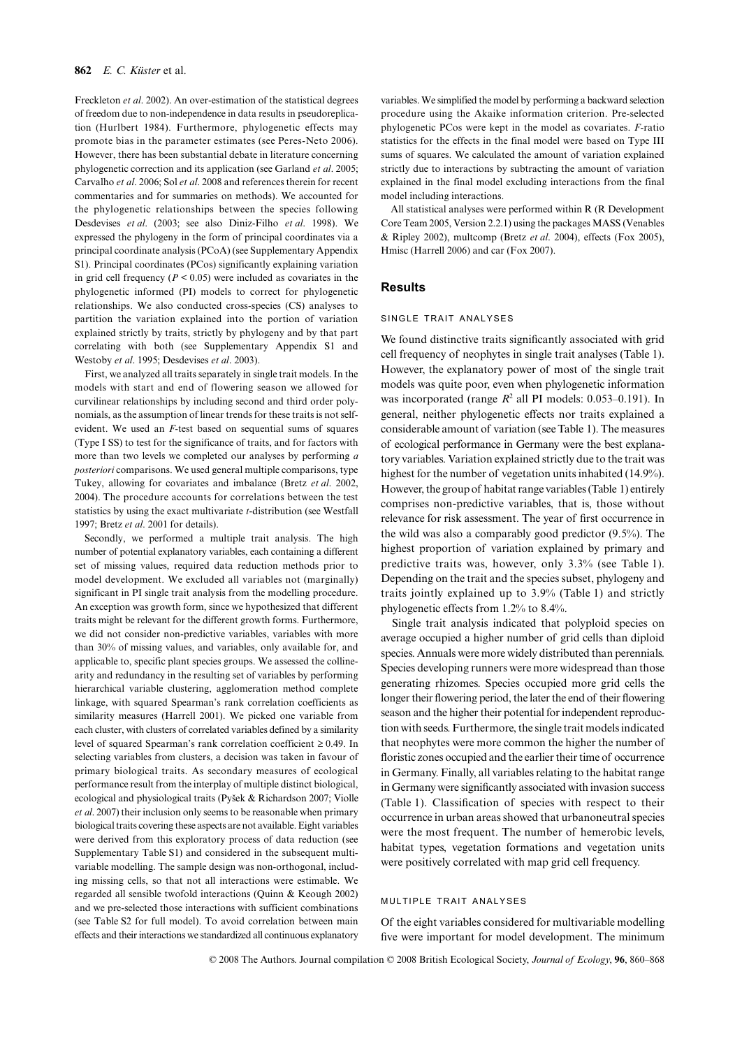Freckleton *et al*. 2002). An over-estimation of the statistical degrees of freedom due to non-independence in data results in pseudoreplication (Hurlbert 1984). Furthermore, phylogenetic effects may promote bias in the parameter estimates (see Peres-Neto 2006). However, there has been substantial debate in literature concerning phylogenetic correction and its application (see Garland *et al*. 2005; Carvalho *et al*. 2006; Sol *et al*. 2008 and references therein for recent commentaries and for summaries on methods). We accounted for the phylogenetic relationships between the species following Desdevises *et al*. (2003; see also Diniz-Filho *et al*. 1998). We expressed the phylogeny in the form of principal coordinates via a principal coordinate analysis (PCoA) (see Supplementary Appendix S1). Principal coordinates (PCos) significantly explaining variation in grid cell frequency ($P < 0.05$) were included as covariates in the phylogenetic informed (PI) models to correct for phylogenetic relationships. We also conducted cross-species (CS) analyses to partition the variation explained into the portion of variation explained strictly by traits, strictly by phylogeny and by that part correlating with both (see Supplementary Appendix S1 and Westoby *et al*. 1995; Desdevises *et al*. 2003).

First, we analyzed all traits separately in single trait models. In the models with start and end of flowering season we allowed for curvilinear relationships by including second and third order polynomials, as the assumption of linear trends for these traits is not self-evident. We used an *F*-test based on sequential sums of squares (Type I SS) to test for the significance of traits, and for factors with more than two levels we completed our analyses by performing *a posteriori* comparisons. We used general multiple comparisons, type Tukey, allowing for covariates and imbalance (Bretz *et al*. 2002, 2004). The procedure accounts for correlations between the test statistics by using the exact multivariate *t*-distribution (see Westfall 1997; Bretz *et al*. 2001 for details).

Secondly, we performed a multiple trait analysis. The high number of potential explanatory variables, each containing a different set of missing values, required data reduction methods prior to model development. We excluded all variables not (marginally) significant in PI single trait analysis from the modelling procedure. An exception was growth form, since we hypothesized that different traits might be relevant for the different growth forms. Furthermore, we did not consider non-predictive variables, variables with more than 30% of missing values, and variables, only available for, and applicable to, specific plant species groups. We assessed the collinearity and redundancy in the resulting set of variables by performing hierarchical variable clustering, agglomeration method complete linkage, with squared Spearman's rank correlation coefficients as similarity measures (Harrell 2001). We picked one variable from each cluster, with clusters of correlated variables defined by a similarity level of squared Spearman's rank correlation coefficient ≥ 0.49. In selecting variables from clusters, a decision was taken in favour of primary biological traits. As secondary measures of ecological performance result from the interplay of multiple distinct biological, ecological and physiological traits (Pyšek & Richardson 2007; Violle *et al*. 2007) their inclusion only seems to be reasonable when primary biological traits covering these aspects are not available. Eight variables were derived from this exploratory process of data reduction (see Supplementary Table S1) and considered in the subsequent multivariable modelling. The sample design was non-orthogonal, including missing cells, so that not all interactions were estimable. We regarded all sensible twofold interactions (Quinn & Keough 2002) and we pre-selected those interactions with sufficient combinations (see Table S2 for full model). To avoid correlation between main effects and their interactions we standardized all continuous explanatory variables. We simplified the model by performing a backward selection procedure using the Akaike information criterion. Pre-selected phylogenetic PCos were kept in the model as covariates. *F*-ratio statistics for the effects in the final model were based on Type III sums of squares. We calculated the amount of variation explained strictly due to interactions by subtracting the amount of variation explained in the final model excluding interactions from the final model including interactions.

All statistical analyses were performed within R (R Development Core Team 2005, Version 2.2.1) using the packages MASS (Venables & Ripley 2002), multcomp (Bretz *et al*. 2004), effects (Fox 2005), Hmisc (Harrell 2006) and car (Fox 2007).

## Results

### SINGLE TRAIT ANALYSES

We found distinctive traits significantly associated with grid cell frequency of neophytes in single trait analyses (Table 1). However, the explanatory power of most of the single trait models was quite poor, even when phylogenetic information was incorporated (range $R^2$ all PI models: 0.053–0.191). In general, neither phylogenetic effects nor traits explained a considerable amount of variation (see Table 1). The measures of ecological performance in Germany were the best explanatory variables. Variation explained strictly due to the trait was highest for the number of vegetation units inhabited (14.9%). However, the group of habitat range variables (Table 1) entirely comprises non-predictive variables, that is, those without relevance for risk assessment. The year of first occurrence in the wild was also a comparably good predictor (9.5%). The highest proportion of variation explained by primary and predictive traits was, however, only 3.3% (see Table 1). Depending on the trait and the species subset, phylogeny and traits jointly explained up to 3.9% (Table 1) and strictly phylogenetic effects from 1.2% to 8.4%.

Single trait analysis indicated that polyploid species on average occupied a higher number of grid cells than diploid species. Annuals were more widely distributed than perennials. Species developing runners were more widespread than those generating rhizomes. Species occupied more grid cells the longer their flowering period, the later the end of their flowering season and the higher their potential for independent reproduction with seeds. Furthermore, the single trait models indicated that neophytes were more common the higher the number of floristic zones occupied and the earlier their time of occurrence in Germany. Finally, all variables relating to the habitat range in Germany were significantly associated with invasion success (Table 1). Classification of species with respect to their occurrence in urban areas showed that urbanoneutral species were the most frequent. The number of hemerobic levels, habitat types, vegetation formations and vegetation units were positively correlated with map grid cell frequency.

### MULTIPLE TRAIT ANALYSES

Of the eight variables considered for multivariable modelling five were important for model development. The minimum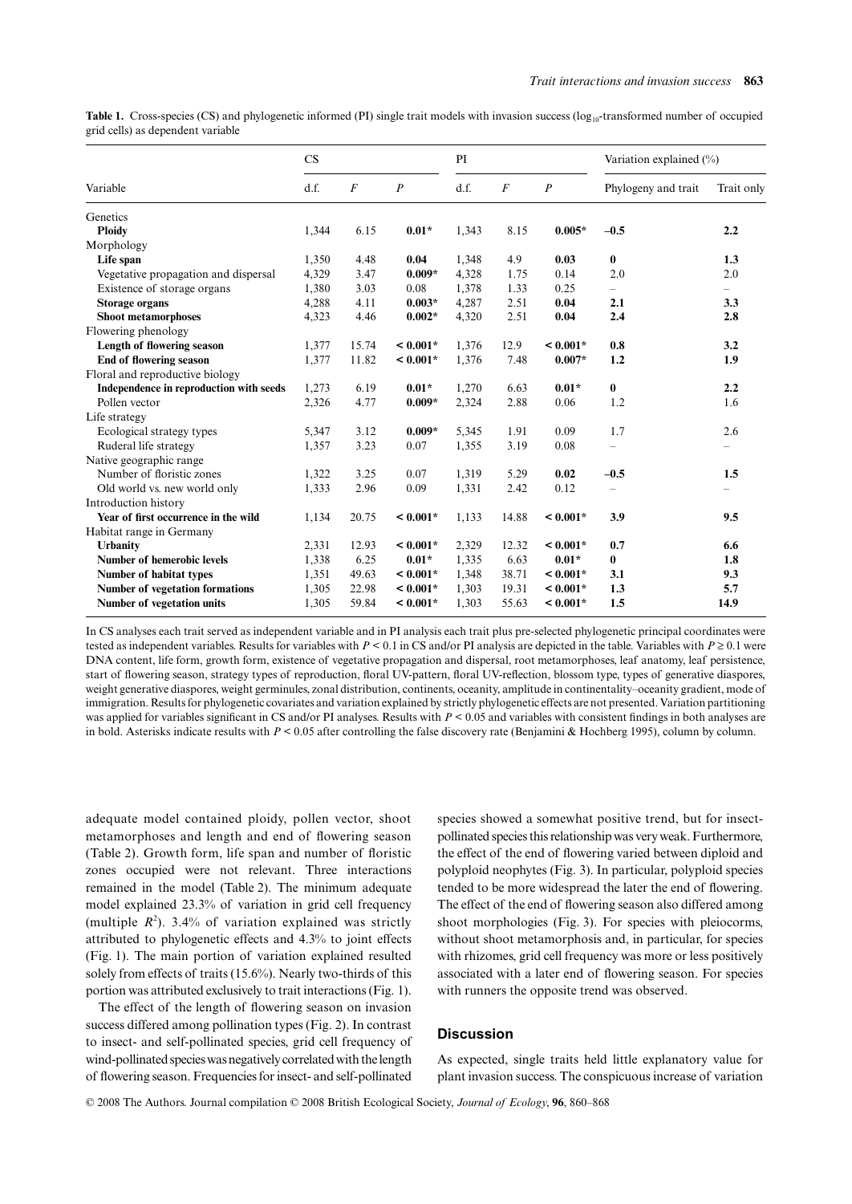**Table 1.** Cross-species (CS) and phylogenetic informed (PI) single trait models with invasion success ($\log_{10}$-transformed number of occupied grid cells) as dependent variable

| Variable | CS | | | PI | | | Variation explained (%) | |
|---|---|---|---|---|---|---|---|---|
| | d.f. | $F$ | $P$ | d.f. | $F$ | $P$ | Phylogeny and trait | Trait only |
| Genetics | | | | | | | | |
| **Ploidy** | 1,344 | 6.15 | **0.01*** | 1,343 | 8.15 | **0.005*** | **–0.5** | **2.2** |
| Morphology | | | | | | | | |
| **Life span** | 1,350 | 4.48 | **0.04** | 1,348 | 4.9 | **0.03** | **0** | **1.3** |
| Vegetative propagation and dispersal | 4,329 | 3.47 | **0.009*** | 4,328 | 1.75 | 0.14 | 2.0 | 2.0 |
| Existence of storage organs | 1,380 | 3.03 | 0.08 | 1,378 | 1.33 | 0.25 | – | – |
| **Storage organs** | 4,288 | 4.11 | **0.003*** | 4,287 | 2.51 | **0.04** | **2.1** | **3.3** |
| **Shoot metamorphoses** | 4,323 | 4.46 | **0.002*** | 4,320 | 2.51 | **0.04** | **2.4** | **2.8** |
| Flowering phenology | | | | | | | | |
| **Length of flowering season** | 1,377 | 15.74 | **< 0.001*** | 1,376 | 12.9 | **< 0.001*** | **0.8** | **3.2** |
| **End of flowering season** | 1,377 | 11.82 | **< 0.001*** | 1,376 | 7.48 | **0.007*** | **1.2** | **1.9** |
| Floral and reproductive biology | | | | | | | | |
| **Independence in reproduction with seeds** | 1,273 | 6.19 | **0.01*** | 1,270 | 6.63 | **0.01*** | **0** | **2.2** |
| Pollen vector | 2,326 | 4.77 | **0.009*** | 2,324 | 2.88 | 0.06 | 1.2 | 1.6 |
| Life strategy | | | | | | | | |
| Ecological strategy types | 5,347 | 3.12 | **0.009*** | 5,345 | 1.91 | 0.09 | 1.7 | 2.6 |
| Ruderal life strategy | 1,357 | 3.23 | 0.07 | 1,355 | 3.19 | 0.08 | – | – |
| Native geographic range | | | | | | | | |
| Number of floristic zones | 1,322 | 3.25 | 0.07 | 1,319 | 5.29 | **0.02** | **–0.5** | **1.5** |
| Old world vs. new world only | 1,333 | 2.96 | 0.09 | 1,331 | 2.42 | 0.12 | – | – |
| Introduction history | | | | | | | | |
| **Year of first occurrence in the wild** | 1,134 | 20.75 | **< 0.001*** | 1,133 | 14.88 | **< 0.001*** | **3.9** | **9.5** |
| Habitat range in Germany | | | | | | | | |
| **Urbanity** | 2,331 | 12.93 | **< 0.001*** | 2,329 | 12.32 | **< 0.001*** | **0.7** | **6.6** |
| **Number of hemerobic levels** | 1,338 | 6.25 | **0.01*** | 1,335 | 6.63 | **0.01*** | **0** | **1.8** |
| **Number of habitat types** | 1,351 | 49.63 | **< 0.001*** | 1,348 | 38.71 | **< 0.001*** | **3.1** | **9.3** |
| **Number of vegetation formations** | 1,305 | 22.98 | **< 0.001*** | 1,303 | 19.31 | **< 0.001*** | **1.3** | **5.7** |
| **Number of vegetation units** | 1,305 | 59.84 | **< 0.001*** | 1,303 | 55.63 | **< 0.001*** | **1.5** | **14.9** |

In CS analyses each trait served as independent variable and in PI analysis each trait plus pre-selected phylogenetic principal coordinates were tested as independent variables. Results for variables with $P < 0.1$ in CS and/or PI analysis are depicted in the table. Variables with $P \geq 0.1$ were DNA content, life form, growth form, existence of vegetative propagation and dispersal, root metamorphoses, leaf anatomy, leaf persistence, start of flowering season, strategy types of reproduction, floral UV-pattern, floral UV-reflection, blossom type, types of generative diaspores, weight generative diaspores, weight germinules, zonal distribution, continents, oceanity, amplitude in continentality–oceanity gradient, mode of immigration. Results for phylogenetic covariates and variation explained by strictly phylogenetic effects are not presented. Variation partitioning was applied for variables significant in CS and/or PI analyses. Results with $P < 0.05$ and variables with consistent findings in both analyses are in bold. Asterisks indicate results with $P < 0.05$ after controlling the false discovery rate (Benjamini & Hochberg 1995), column by column.

adequate model contained ploidy, pollen vector, shoot metamorphoses and length and end of flowering season (Table 2). Growth form, life span and number of floristic zones occupied were not relevant. Three interactions remained in the model (Table 2). The minimum adequate model explained 23.3% of variation in grid cell frequency (multiple $R^2$). 3.4% of variation explained was strictly attributed to phylogenetic effects and 4.3% to joint effects (Fig. 1). The main portion of variation explained resulted solely from effects of traits (15.6%). Nearly two-thirds of this portion was attributed exclusively to trait interactions (Fig. 1).

The effect of the length of flowering season on invasion success differed among pollination types (Fig. 2). In contrast to insect- and self-pollinated species, grid cell frequency of wind-pollinated species was negatively correlated with the length of flowering season. Frequencies for insect- and self-pollinated species showed a somewhat positive trend, but for insect-pollinated species this relationship was very weak. Furthermore, the effect of the end of flowering varied between diploid and polyploid neophytes (Fig. 3). In particular, polyploid species tended to be more widespread the later the end of flowering. The effect of the end of flowering season also differed among shoot morphologies (Fig. 3). For species with pleiocorms, without shoot metamorphosis and, in particular, for species with rhizomes, grid cell frequency was more or less positively associated with a later end of flowering season. For species with runners the opposite trend was observed.

## Discussion

As expected, single traits held little explanatory value for plant invasion success. The conspicuous increase of variation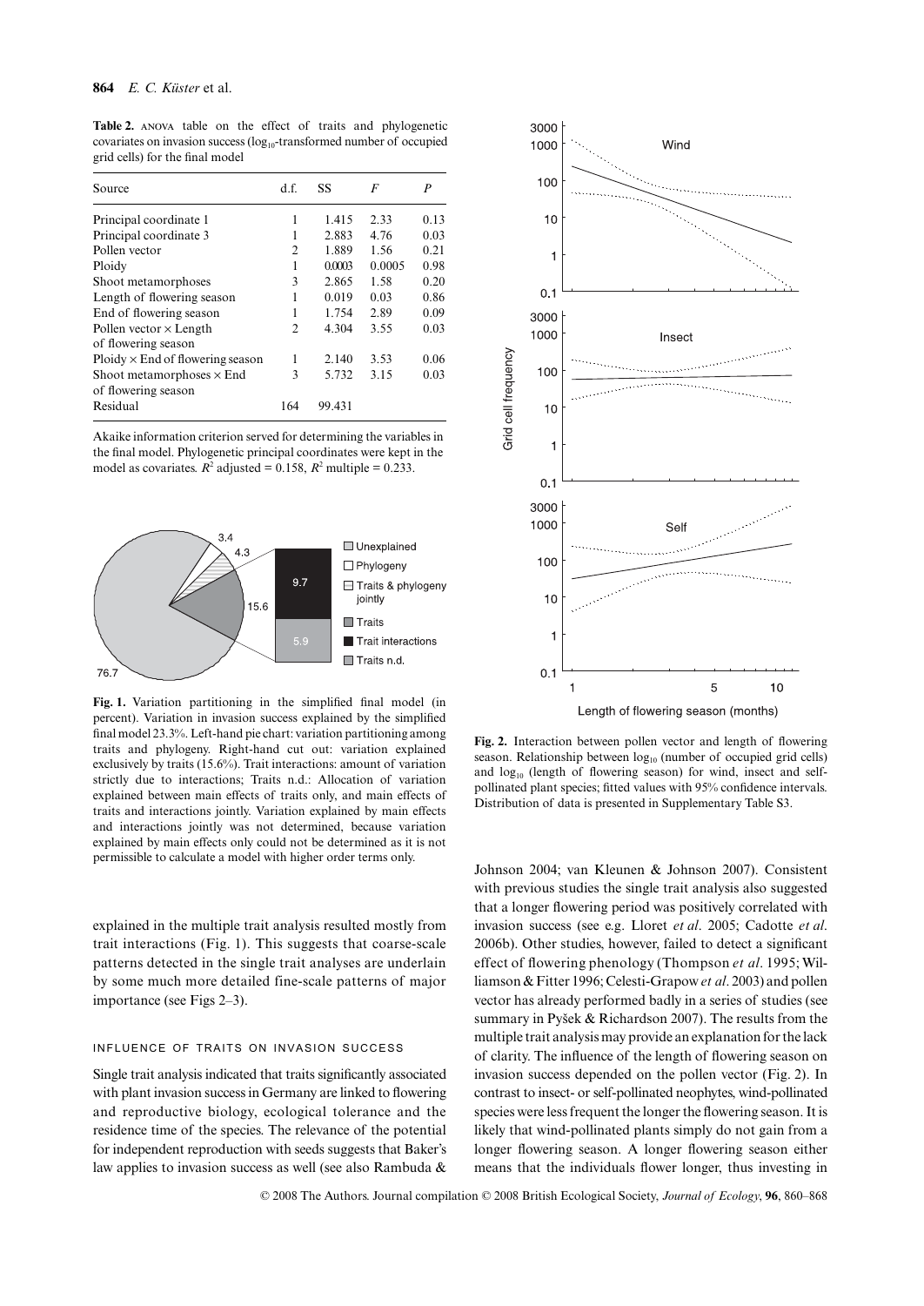**Table 2.** ANOVA table on the effect of traits and phylogenetic covariates on invasion success ($log_{10}$-transformed number of occupied grid cells) for the final model

| Source | d.f. | SS | *F* | *P* |
|---|---|---|---|---|
| Principal coordinate 1 | 1 | 1.415 | 2.33 | 0.13 |
| Principal coordinate 3 | 1 | 2.883 | 4.76 | 0.03 |
| Pollen vector | 2 | 1.889 | 1.56 | 0.21 |
| Ploidy | 1 | 0.0003 | 0.0005 | 0.98 |
| Shoot metamorphoses | 3 | 2.865 | 1.58 | 0.20 |
| Length of flowering season | 1 | 0.019 | 0.03 | 0.86 |
| End of flowering season | 1 | 1.754 | 2.89 | 0.09 |
| Pollen vector × Length of flowering season | 2 | 4.304 | 3.55 | 0.03 |
| Ploidy × End of flowering season | 1 | 2.140 | 3.53 | 0.06 |
| Shoot metamorphoses × End of flowering season | 3 | 5.732 | 3.15 | 0.03 |
| Residual | 164 | 99.431 | | |

Akaike information criterion served for determining the variables in the final model. Phylogenetic principal coordinates were kept in the model as covariates. $R^2$ adjusted = 0.158, $R^2$ multiple = 0.233.

**Fig. 1.** Variation partitioning in the simplified final model (in percent). Variation in invasion success explained by the simplified final model 23.3%. Left-hand pie chart: variation partitioning among traits and phylogeny. Right-hand cut out: variation explained exclusively by traits (15.6%). Trait interactions: amount of variation strictly due to interactions; Traits n.d.: Allocation of variation explained between main effects of traits only, and main effects of traits and interactions jointly. Variation explained by main effects and interactions jointly was not determined, because variation explained by main effects only could not be determined as it is not permissible to calculate a model with higher order terms only.

**Fig. 2.** Interaction between pollen vector and length of flowering season. Relationship between $log_{10}$ (number of occupied grid cells) and $log_{10}$ (length of flowering season) for wind, insect and self-pollinated plant species; fitted values with 95% confidence intervals. Distribution of data is presented in Supplementary Table S3.

explained in the multiple trait analysis resulted mostly from trait interactions (Fig. 1). This suggests that coarse-scale patterns detected in the single trait analyses are underlain by some much more detailed fine-scale patterns of major importance (see Figs 2–3).

### INFLUENCE OF TRAITS ON INVASION SUCCESS

Single trait analysis indicated that traits significantly associated with plant invasion success in Germany are linked to flowering and reproductive biology, ecological tolerance and the residence time of the species. The relevance of the potential for independent reproduction with seeds suggests that Baker's law applies to invasion success as well (see also Rambuda & Johnson 2004; van Kleunen & Johnson 2007). Consistent with previous studies the single trait analysis also suggested that a longer flowering period was positively correlated with invasion success (see e.g. Lloret *et al*. 2005; Cadotte *et al*. 2006b). Other studies, however, failed to detect a significant effect of flowering phenology (Thompson *et al*. 1995; Williamson & Fitter 1996; Celesti-Grapow *et al*. 2003) and pollen vector has already performed badly in a series of studies (see summary in Pyšek & Richardson 2007). The results from the multiple trait analysis may provide an explanation for the lack of clarity. The influence of the length of flowering season on invasion success depended on the pollen vector (Fig. 2). In contrast to insect- or self-pollinated neophytes, wind-pollinated species were less frequent the longer the flowering season. It is likely that wind-pollinated plants simply do not gain from a longer flowering season. A longer flowering season either means that the individuals flower longer, thus investing in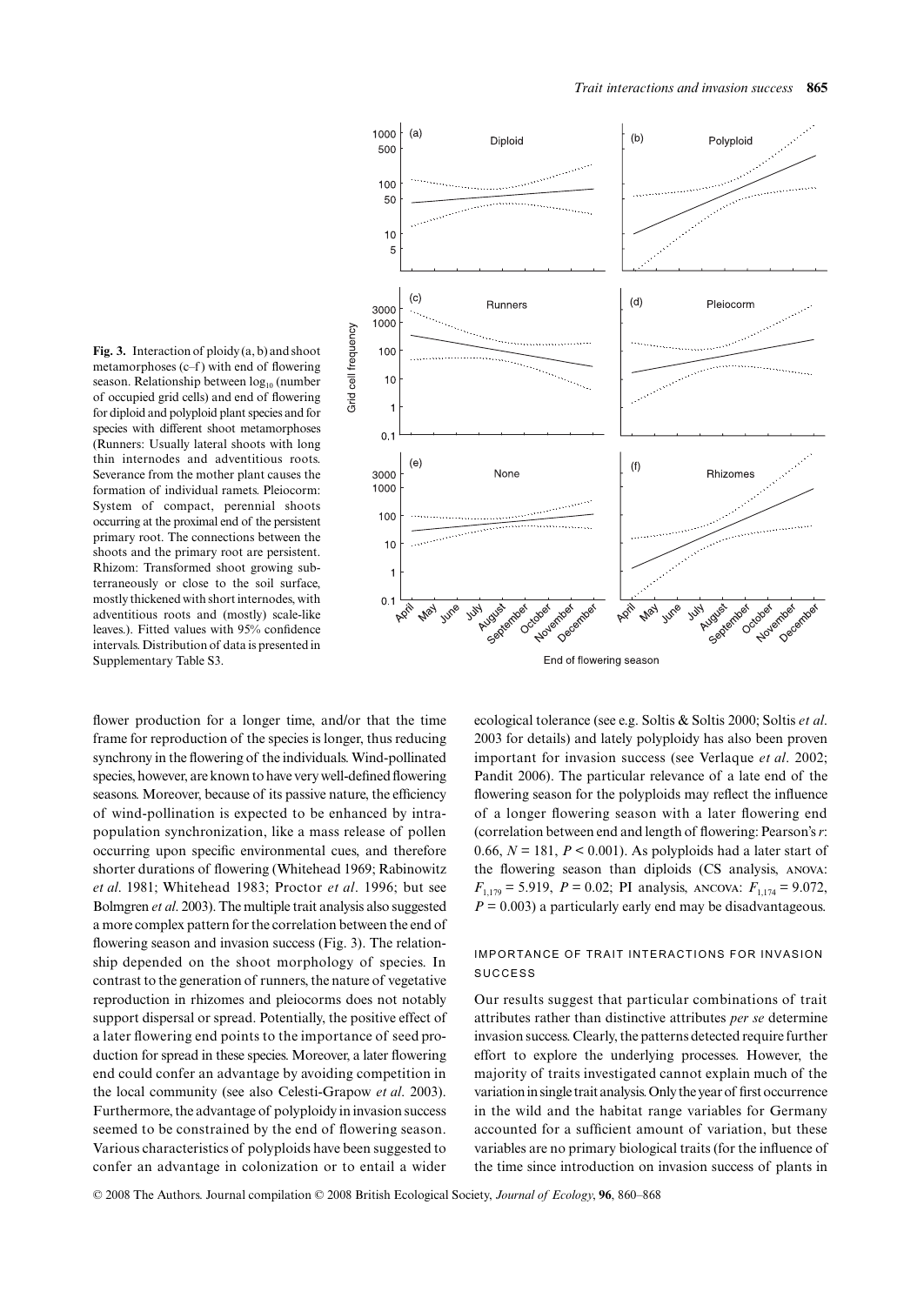**Fig. 3.** Interaction of ploidy (a, b) and shoot metamorphoses (c–f) with end of flowering season. Relationship between $\log_{10}$ (number of occupied grid cells) and end of flowering for diploid and polyploid plant species and for species with different shoot metamorphoses (Runners: Usually lateral shoots with long thin internodes and adventitious roots. Severance from the mother plant causes the formation of individual ramets. Pleiocorm: System of compact, perennial shoots occurring at the proximal end of the persistent primary root. The connections between the shoots and the primary root are persistent. Rhizom: Transformed shoot growing subterraneously or close to the soil surface, mostly thickened with short internodes, with adventitious roots and (mostly) scale-like leaves.). Fitted values with 95% confidence intervals. Distribution of data is presented in Supplementary Table S3.

flower production for a longer time, and/or that the time frame for reproduction of the species is longer, thus reducing synchrony in the flowering of the individuals. Wind-pollinated species, however, are known to have very well-defined flowering seasons. Moreover, because of its passive nature, the efficiency of wind-pollination is expected to be enhanced by intra-population synchronization, like a mass release of pollen occurring upon specific environmental cues, and therefore shorter durations of flowering (Whitehead 1969; Rabinowitz *et al*. 1981; Whitehead 1983; Proctor *et al*. 1996; but see Bolmgren *et al*. 2003). The multiple trait analysis also suggested a more complex pattern for the correlation between the end of flowering season and invasion success (Fig. 3). The relationship depended on the shoot morphology of species. In contrast to the generation of runners, the nature of vegetative reproduction in rhizomes and pleiocorms does not notably support dispersal or spread. Potentially, the positive effect of a later flowering end points to the importance of seed production for spread in these species. Moreover, a later flowering end could confer an advantage by avoiding competition in the local community (see also Celesti-Grapow *et al*. 2003). Furthermore, the advantage of polyploidy in invasion success seemed to be constrained by the end of flowering season. Various characteristics of polyploids have been suggested to confer an advantage in colonization or to entail a wider ecological tolerance (see e.g. Soltis & Soltis 2000; Soltis *et al*. 2003 for details) and lately polyploidy has also been proven important for invasion success (see Verlaque *et al*. 2002; Pandit 2006). The particular relevance of a late end of the flowering season for the polyploids may reflect the influence of a longer flowering season with a later flowering end (correlation between end and length of flowering: Pearson's *r*: 0.66, $N = 181$, $P < 0.001$). As polyploids had a later start of the flowering season than diploids (CS analysis, ANOVA: $F_{1,179} = 5.919$, $P = 0.02$; PI analysis, ANCOVA: $F_{1,174} = 9.072$, $P = 0.003$) a particularly early end may be disadvantageous.

### IMPORTANCE OF TRAIT INTERACTIONS FOR INVASION SUCCESS

Our results suggest that particular combinations of trait attributes rather than distinctive attributes *per se* determine invasion success. Clearly, the patterns detected require further effort to explore the underlying processes. However, the majority of traits investigated cannot explain much of the variation in single trait analysis. Only the year of first occurrence in the wild and the habitat range variables for Germany accounted for a sufficient amount of variation, but these variables are no primary biological traits (for the influence of the time since introduction on invasion success of plants in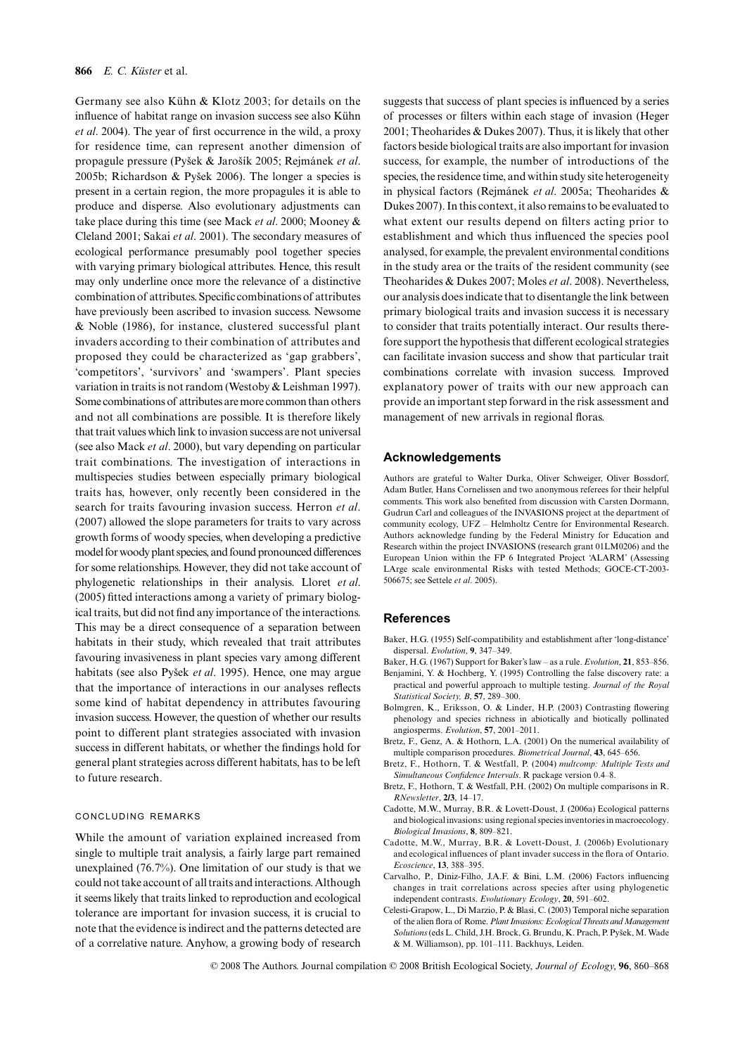Germany see also Kühn & Klotz 2003; for details on the influence of habitat range on invasion success see also Kühn *et al*. 2004). The year of first occurrence in the wild, a proxy for residence time, can represent another dimension of propagule pressure (Pyšek & Jarošík 2005; Rejmánek *et al*. 2005b; Richardson & Pyšek 2006). The longer a species is present in a certain region, the more propagules it is able to produce and disperse. Also evolutionary adjustments can take place during this time (see Mack *et al*. 2000; Mooney & Cleland 2001; Sakai *et al*. 2001). The secondary measures of ecological performance presumably pool together species with varying primary biological attributes. Hence, this result may only underline once more the relevance of a distinctive combination of attributes. Specific combinations of attributes have previously been ascribed to invasion success. Newsome & Noble (1986), for instance, clustered successful plant invaders according to their combination of attributes and proposed they could be characterized as 'gap grabbers', 'competitors', 'survivors' and 'swampers'. Plant species variation in traits is not random (Westoby & Leishman 1997). Some combinations of attributes are more common than others and not all combinations are possible. It is therefore likely that trait values which link to invasion success are not universal (see also Mack *et al*. 2000), but vary depending on particular trait combinations. The investigation of interactions in multispecies studies between especially primary biological traits has, however, only recently been considered in the search for traits favouring invasion success. Herron *et al*. (2007) allowed the slope parameters for traits to vary across growth forms of woody species, when developing a predictive model for woody plant species, and found pronounced differences for some relationships. However, they did not take account of phylogenetic relationships in their analysis. Lloret *et al*. (2005) fitted interactions among a variety of primary biological traits, but did not find any importance of the interactions. This may be a direct consequence of a separation between habitats in their study, which revealed that trait attributes favouring invasiveness in plant species vary among different habitats (see also Pyšek *et al*. 1995). Hence, one may argue that the importance of interactions in our analyses reflects some kind of habitat dependency in attributes favouring invasion success. However, the question of whether our results point to different plant strategies associated with invasion success in different habitats, or whether the findings hold for general plant strategies across different habitats, has to be left to future research.

### CONCLUDING REMARKS

While the amount of variation explained increased from single to multiple trait analysis, a fairly large part remained unexplained (76.7%). One limitation of our study is that we could not take account of all traits and interactions. Although it seems likely that traits linked to reproduction and ecological tolerance are important for invasion success, it is crucial to note that the evidence is indirect and the patterns detected are of a correlative nature. Anyhow, a growing body of research suggests that success of plant species is influenced by a series of processes or filters within each stage of invasion (Heger 2001; Theoharides & Dukes 2007). Thus, it is likely that other factors beside biological traits are also important for invasion success, for example, the number of introductions of the species, the residence time, and within study site heterogeneity in physical factors (Rejmánek *et al*. 2005a; Theoharides & Dukes 2007). In this context, it also remains to be evaluated to what extent our results depend on filters acting prior to establishment and which thus influenced the species pool analysed, for example, the prevalent environmental conditions in the study area or the traits of the resident community (see Theoharides & Dukes 2007; Moles *et al*. 2008). Nevertheless, our analysis does indicate that to disentangle the link between primary biological traits and invasion success it is necessary to consider that traits potentially interact. Our results therefore support the hypothesis that different ecological strategies can facilitate invasion success and show that particular trait combinations correlate with invasion success. Improved explanatory power of traits with our new approach can provide an important step forward in the risk assessment and management of new arrivals in regional floras.

## Acknowledgements

Authors are grateful to Walter Durka, Oliver Schweiger, Oliver Bossdorf, Adam Butler, Hans Cornelissen and two anonymous referees for their helpful comments. This work also benefited from discussion with Carsten Dormann, Gudrun Carl and colleagues of the INVASIONS project at the department of community ecology, UFZ – Helmholtz Centre for Environmental Research. Authors acknowledge funding by the Federal Ministry for Education and Research within the project INVASIONS (research grant 01LM0206) and the European Union within the FP 6 Integrated Project 'ALARM' (Assessing LArge scale environmental Risks with tested Methods; GOCE-CT-2003-506675; see Settele *et al*. 2005).

## References

Baker, H.G. (1955) Self-compatibility and establishment after 'long-distance' dispersal. *Evolution*, **9**, 347–349.

Baker, H.G. (1967) Support for Baker's law – as a rule. *Evolution*, **21**, 853–856.

Benjamini, Y. & Hochberg, Y. (1995) Controlling the false discovery rate: a practical and powerful approach to multiple testing. *Journal of the Royal Statistical Society, B*, **57**, 289–300.

Bolmgren, K., Eriksson, O. & Linder, H.P. (2003) Contrasting flowering phenology and species richness in abiotically and biotically pollinated angiosperms. *Evolution*, **57**, 2001–2011.

Bretz, F., Genz, A. & Hothorn, L.A. (2001) On the numerical availability of multiple comparison procedures. *Biometrical Journal*, **43**, 645–656.

Bretz, F., Hothorn, T. & Westfall, P. (2004) *multcomp: Multiple Tests and Simultaneous Confidence Intervals*. R package version 0.4–8.

Bretz, F., Hothorn, T. & Westfall, P.H. (2002) On multiple comparisons in R. *RNewsletter*, **2/3**, 14–17.

Cadotte, M.W., Murray, B.R. & Lovett-Doust, J. (2006a) Ecological patterns and biological invasions: using regional species inventories in macroecology. *Biological Invasions*, **8**, 809–821.

Cadotte, M.W., Murray, B.R. & Lovett-Doust, J. (2006b) Evolutionary and ecological influences of plant invader success in the flora of Ontario. *Ecoscience*, **13**, 388–395.

Carvalho, P., Diniz-Filho, J.A.F. & Bini, L.M. (2006) Factors influencing changes in trait correlations across species after using phylogenetic independent contrasts. *Evolutionary Ecology*, **20**, 591–602.

Celesti-Grapow, L., Di Marzio, P. & Blasi, C. (2003) Temporal niche separation of the alien flora of Rome. *Plant Invasions: Ecological Threats and Management Solutions* (eds L. Child, J.H. Brock, G. Brundu, K. Prach, P. Pyšek, M. Wade & M. Williamson), pp. 101–111. Backhuys, Leiden.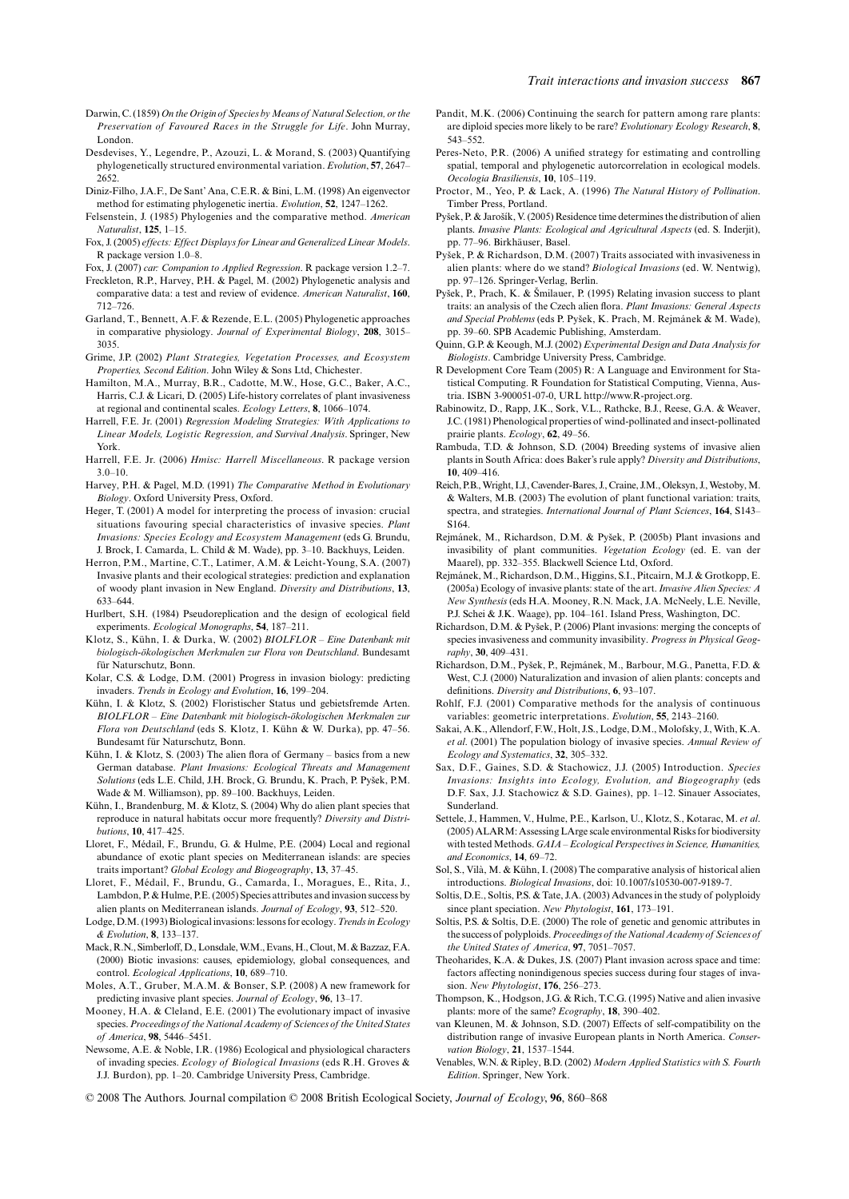Darwin, C. (1859) *On the Origin of Species by Means of Natural Selection, or the Preservation of Favoured Races in the Struggle for Life*. John Murray, London.

Desdevises, Y., Legendre, P., Azouzi, L. & Morand, S. (2003) Quantifying phylogenetically structured environmental variation. *Evolution*, **57**, 2647–2652.

Diniz-Filho, J.A.F., De Sant' Ana, C.E.R. & Bini, L.M. (1998) An eigenvector method for estimating phylogenetic inertia. *Evolution*, **52**, 1247–1262.

Felsenstein, J. (1985) Phylogenies and the comparative method. *American Naturalist*, **125**, 1–15.

Fox, J. (2005) *effects: Effect Displays for Linear and Generalized Linear Models*. R package version 1.0–8.

Fox, J. (2007) *car: Companion to Applied Regression*. R package version 1.2–7.

Freckleton, R.P., Harvey, P.H. & Pagel, M. (2002) Phylogenetic analysis and comparative data: a test and review of evidence. *American Naturalist*, **160**, 712–726.

Garland, T., Bennett, A.F. & Rezende, E.L. (2005) Phylogenetic approaches in comparative physiology. *Journal of Experimental Biology*, **208**, 3015–3035.

Grime, J.P. (2002) *Plant Strategies, Vegetation Processes, and Ecosystem Properties, Second Edition*. John Wiley & Sons Ltd, Chichester.

Hamilton, M.A., Murray, B.R., Cadotte, M.W., Hose, G.C., Baker, A.C., Harris, C.J. & Licari, D. (2005) Life-history correlates of plant invasiveness at regional and continental scales. *Ecology Letters*, **8**, 1066–1074.

Harrell, F.E. Jr. (2001) *Regression Modeling Strategies: With Applications to Linear Models, Logistic Regression, and Survival Analysis*. Springer, New York.

Harrell, F.E. Jr. (2006) *Hmisc: Harrell Miscellaneous*. R package version 3.0–10.

Harvey, P.H. & Pagel, M.D. (1991) *The Comparative Method in Evolutionary Biology*. Oxford University Press, Oxford.

Heger, T. (2001) A model for interpreting the process of invasion: crucial situations favouring special characteristics of invasive species. *Plant Invasions: Species Ecology and Ecosystem Management* (eds G. Brundu, J. Brock, I. Camarda, L. Child & M. Wade), pp. 3–10. Backhuys, Leiden.

Herron, P.M., Martine, C.T., Latimer, A.M. & Leicht-Young, S.A. (2007) Invasive plants and their ecological strategies: prediction and explanation of woody plant invasion in New England. *Diversity and Distributions*, **13**, 633–644.

Hurlbert, S.H. (1984) Pseudoreplication and the design of ecological field experiments. *Ecological Monographs*, **54**, 187–211.

Klotz, S., Kühn, I. & Durka, W. (2002) *BIOLFLOR – Eine Datenbank mit biologisch-ökologischen Merkmalen zur Flora von Deutschland*. Bundesamt für Naturschutz, Bonn.

Kolar, C.S. & Lodge, D.M. (2001) Progress in invasion biology: predicting invaders. *Trends in Ecology and Evolution*, **16**, 199–204.

Kühn, I. & Klotz, S. (2002) Floristischer Status und gebietsfremde Arten. *BIOLFLOR – Eine Datenbank mit biologisch-ökologischen Merkmalen zur Flora von Deutschland* (eds S. Klotz, I. Kühn & W. Durka), pp. 47–56. Bundesamt für Naturschutz, Bonn.

Kühn, I. & Klotz, S. (2003) The alien flora of Germany – basics from a new German database. *Plant Invasions: Ecological Threats and Management Solutions* (eds L.E. Child, J.H. Brock, G. Brundu, K. Prach, P. Pyšek, P.M. Wade & M. Williamson), pp. 89–100. Backhuys, Leiden.

Kühn, I., Brandenburg, M. & Klotz, S. (2004) Why do alien plant species that reproduce in natural habitats occur more frequently? *Diversity and Distributions*, **10**, 417–425.

Lloret, F., Médail, F., Brundu, G. & Hulme, P.E. (2004) Local and regional abundance of exotic plant species on Mediterranean islands: are species traits important? *Global Ecology and Biogeography*, **13**, 37–45.

Lloret, F., Médail, F., Brundu, G., Camarda, I., Moragues, E., Rita, J., Lambdon, P. & Hulme, P.E. (2005) Species attributes and invasion success by alien plants on Mediterranean islands. *Journal of Ecology*, **93**, 512–520.

Lodge, D.M. (1993) Biological invasions: lessons for ecology. *Trends in Ecology & Evolution*, **8**, 133–137.

Mack, R.N., Simberloff, D., Lonsdale, W.M., Evans, H., Clout, M. & Bazzaz, F.A. (2000) Biotic invasions: causes, epidemiology, global consequences, and control. *Ecological Applications*, **10**, 689–710.

Moles, A.T., Gruber, M.A.M. & Bonser, S.P. (2008) A new framework for predicting invasive plant species. *Journal of Ecology*, **96**, 13–17.

Mooney, H.A. & Cleland, E.E. (2001) The evolutionary impact of invasive species. *Proceedings of the National Academy of Sciences of the United States of America*, **98**, 5446–5451.

Newsome, A.E. & Noble, I.R. (1986) Ecological and physiological characters of invading species. *Ecology of Biological Invasions* (eds R.H. Groves & J.J. Burdon), pp. 1–20. Cambridge University Press, Cambridge.

Pandit, M.K. (2006) Continuing the search for pattern among rare plants: are diploid species more likely to be rare? *Evolutionary Ecology Research*, **8**, 543–552.

Peres-Neto, P.R. (2006) A unified strategy for estimating and controlling spatial, temporal and phylogenetic autocorrelation in ecological models. *Oecologia Brasiliensis*, **10**, 105–119.

Proctor, M., Yeo, P. & Lack, A. (1996) *The Natural History of Pollination*. Timber Press, Portland.

Pyšek, P. & Jarošík, V. (2005) Residence time determines the distribution of alien plants. *Invasive Plants: Ecological and Agricultural Aspects* (ed. S. Inderjit), pp. 77–96. Birkhäuser, Basel.

Pyšek, P. & Richardson, D.M. (2007) Traits associated with invasiveness in alien plants: where do we stand? *Biological Invasions* (ed. W. Nentwig), pp. 97–126. Springer-Verlag, Berlin.

Pyšek, P., Prach, K. & Šmilauer, P. (1995) Relating invasion success to plant traits: an analysis of the Czech alien flora. *Plant Invasions: General Aspects and Special Problems* (eds P. Pyšek, K. Prach, M. Rejmánek & M. Wade), pp. 39–60. SPB Academic Publishing, Amsterdam.

Quinn, G.P. & Keough, M.J. (2002) *Experimental Design and Data Analysis for Biologists*. Cambridge University Press, Cambridge.

R Development Core Team (2005) R: A Language and Environment for Statistical Computing. R Foundation for Statistical Computing, Vienna, Austria. ISBN 3-900051-07-0, URL http://www.R-project.org.

Rabinowitz, D., Rapp, J.K., Sork, V.L., Rathcke, B.J., Reese, G.A. & Weaver, J.C. (1981) Phenological properties of wind-pollinated and insect-pollinated prairie plants. *Ecology*, **62**, 49–56.

Rambuda, T.D. & Johnson, S.D. (2004) Breeding systems of invasive alien plants in South Africa: does Baker's rule apply? *Diversity and Distributions*, **10**, 409–416.

Reich, P.B., Wright, I.J., Cavender-Bares, J., Craine, J.M., Oleksyn, J., Westoby, M. & Walters, M.B. (2003) The evolution of plant functional variation: traits, spectra, and strategies. *International Journal of Plant Sciences*, **164**, S143–S164.

Rejmánek, M., Richardson, D.M. & Pyšek, P. (2005b) Plant invasions and invasibility of plant communities. *Vegetation Ecology* (ed. E. van der Maarel), pp. 332–355. Blackwell Science Ltd, Oxford.

Rejmánek, M., Richardson, D.M., Higgins, S.I., Pitcairn, M.J. & Grotkopp, E. (2005a) Ecology of invasive plants: state of the art. *Invasive Alien Species: A New Synthesis* (eds H.A. Mooney, R.N. Mack, J.A. McNeely, L.E. Neville, P.J. Schei & J.K. Waage), pp. 104–161. Island Press, Washington, DC.

Richardson, D.M. & Pyšek, P. (2006) Plant invasions: merging the concepts of species invasiveness and community invasibility. *Progress in Physical Geography*, **30**, 409–431.

Richardson, D.M., Pyšek, P., Rejmánek, M., Barbour, M.G., Panetta, F.D. & West, C.J. (2000) Naturalization and invasion of alien plants: concepts and definitions. *Diversity and Distributions*, **6**, 93–107.

Rohlf, F.J. (2001) Comparative methods for the analysis of continuous variables: geometric interpretations. *Evolution*, **55**, 2143–2160.

Sakai, A.K., Allendorf, F.W., Holt, J.S., Lodge, D.M., Molofsky, J., With, K.A. *et al.* (2001) The population biology of invasive species. *Annual Review of Ecology and Systematics*, **32**, 305–332.

Sax, D.F., Gaines, S.D. & Stachowicz, J.J. (2005) Introduction. *Species Invasions: Insights into Ecology, Evolution, and Biogeography* (eds D.F. Sax, J.J. Stachowicz & S.D. Gaines), pp. 1–12. Sinauer Associates, Sunderland.

Settele, J., Hammen, V., Hulme, P.E., Karlson, U., Klotz, S., Kotarac, M. *et al.* (2005) ALARM: Assessing LArge scale environmental Risks for biodiversity with tested Methods. *GAIA – Ecological Perspectives in Science, Humanities, and Economics*, **14**, 69–72.

Sol, S., Vilà, M. & Kühn, I. (2008) The comparative analysis of historical alien introductions. *Biological Invasions*, doi: 10.1007/s10530-007-9189-7.

Soltis, D.E., Soltis, P.S. & Tate, J.A. (2003) Advances in the study of polyploidy since plant speciation. *New Phytologist*, **161**, 173–191.

Soltis, P.S. & Soltis, D.E. (2000) The role of genetic and genomic attributes in the success of polyploids. *Proceedings of the National Academy of Sciences of the United States of America*, **97**, 7051–7057.

Theoharides, K.A. & Dukes, J.S. (2007) Plant invasion across space and time: factors affecting nonindigenous species success during four stages of invasion. *New Phytologist*, **176**, 256–273.

Thompson, K., Hodgson, J.G. & Rich, T.C.G. (1995) Native and alien invasive plants: more of the same? *Ecography*, **18**, 390–402.

van Kleunen, M. & Johnson, S.D. (2007) Effects of self-compatibility on the distribution range of invasive European plants in North America. *Conservation Biology*, **21**, 1537–1544.

Venables, W.N. & Ripley, B.D. (2002) *Modern Applied Statistics with S. Fourth Edition*. Springer, New York.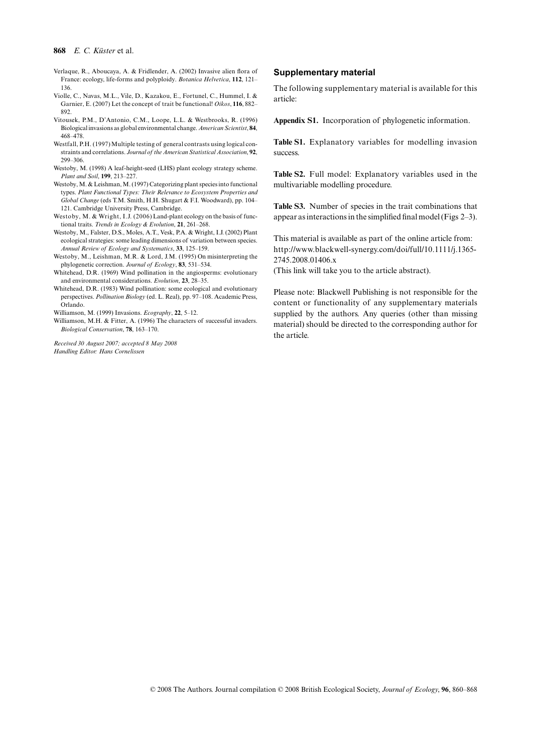Verlaque, R., Aboucaya, A. & Fridlender, A. (2002) Invasive alien flora of France: ecology, life-forms and polyploidy. *Botanica Helvetica*, **112**, 121–136.

Violle, C., Navas, M.L., Vile, D., Kazakou, E., Fortunel, C., Hummel, I. & Garnier, E. (2007) Let the concept of trait be functional! *Oikos*, **116**, 882–892.

Vitousek, P.M., D'Antonio, C.M., Loope, L.L. & Westbrooks, R. (1996) Biological invasions as global environmental change. *American Scientist*, **84**, 468–478.

Westfall, P.H. (1997) Multiple testing of general contrasts using logical constraints and correlations. *Journal of the American Statistical Association*, **92**, 299–306.

Westoby, M. (1998) A leaf-height-seed (LHS) plant ecology strategy scheme. *Plant and Soil*, **199**, 213–227.

Westoby, M. & Leishman, M. (1997) Categorizing plant species into functional types. *Plant Functional Types: Their Relevance to Ecosystem Properties and Global Change* (eds T.M. Smith, H.H. Shugart & F.I. Woodward), pp. 104–121. Cambridge University Press, Cambridge.

Westoby, M. & Wright, I.J. (2006) Land-plant ecology on the basis of functional traits. *Trends in Ecology & Evolution*, **21**, 261–268.

Westoby, M., Falster, D.S., Moles, A.T., Vesk, P.A. & Wright, I.J. (2002) Plant ecological strategies: some leading dimensions of variation between species. *Annual Review of Ecology and Systematics*, **33**, 125–159.

Westoby, M., Leishman, M.R. & Lord, J.M. (1995) On misinterpreting the phylogenetic correction. *Journal of Ecology*, **83**, 531–534.

Whitehead, D.R. (1969) Wind pollination in the angiosperms: evolutionary and environmental considerations. *Evolution*, **23**, 28–35.

Whitehead, D.R. (1983) Wind pollination: some ecological and evolutionary perspectives. *Pollination Biology* (ed. L. Real), pp. 97–108. Academic Press, Orlando.

Williamson, M. (1999) Invasions. *Ecography*, **22**, 5–12.

Williamson, M.H. & Fitter, A. (1996) The characters of successful invaders. *Biological Conservation*, **78**, 163–170.

*Received 30 August 2007; accepted 8 May 2008*
*Handling Editor: Hans Cornelissen*

## Supplementary material

The following supplementary material is available for this article:

**Appendix S1.** Incorporation of phylogenetic information.

**Table S1.** Explanatory variables for modelling invasion success.

**Table S2.** Full model: Explanatory variables used in the multivariable modelling procedure.

**Table S3.** Number of species in the trait combinations that appear as interactions in the simplified final model (Figs 2–3).

This material is available as part of the online article from: http://www.blackwell-synergy.com/doi/full/10.1111/j.1365-2745.2008.01406.x
(This link will take you to the article abstract).

Please note: Blackwell Publishing is not responsible for the content or functionality of any supplementary materials supplied by the authors. Any queries (other than missing material) should be directed to the corresponding author for the article.